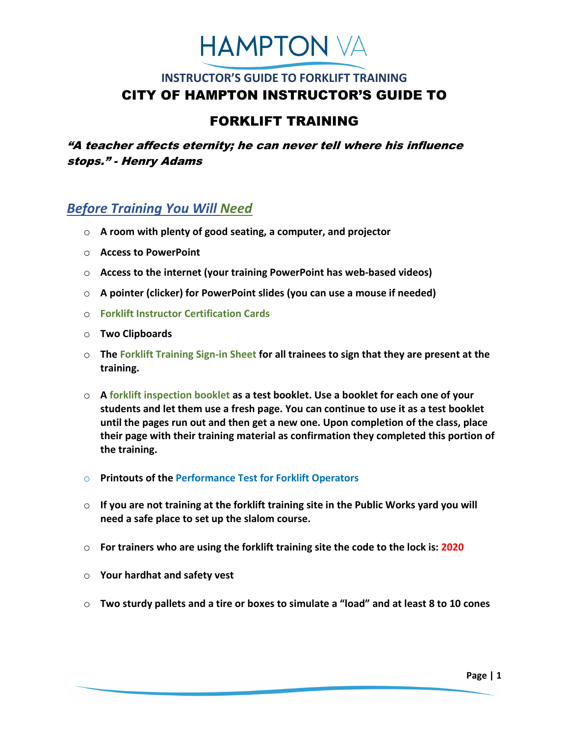# HAMPTON VA

## INSTRUCTOR'S GUIDE TO FORKLIFT TRAINING

# CITY OF HAMPTON INSTRUCTOR'S GUIDE TO FORKLIFT TRAINING

***"A teacher affects eternity; he can never tell where his influence stops." - Henry Adams***

## *Before Training You Will Need*

- **A room with plenty of good seating, a computer, and projector**
- **Access to PowerPoint**
- **Access to the internet (your training PowerPoint has web-based videos)**
- **A pointer (clicker) for PowerPoint slides (you can use a mouse if needed)**
- **Forklift Instructor Certification Cards**
- **Two Clipboards**
- **The Forklift Training Sign-in Sheet for all trainees to sign that they are present at the training.**
- **A forklift inspection booklet as a test booklet. Use a booklet for each one of your students and let them use a fresh page. You can continue to use it as a test booklet until the pages run out and then get a new one. Upon completion of the class, place their page with their training material as confirmation they completed this portion of the training.**
- **Printouts of the Performance Test for Forklift Operators**
- **If you are not training at the forklift training site in the Public Works yard you will need a safe place to set up the slalom course.**
- **For trainers who are using the forklift training site the code to the lock is: 2020**
- **Your hardhat and safety vest**
- **Two sturdy pallets and a tire or boxes to simulate a "load" and at least 8 to 10 cones**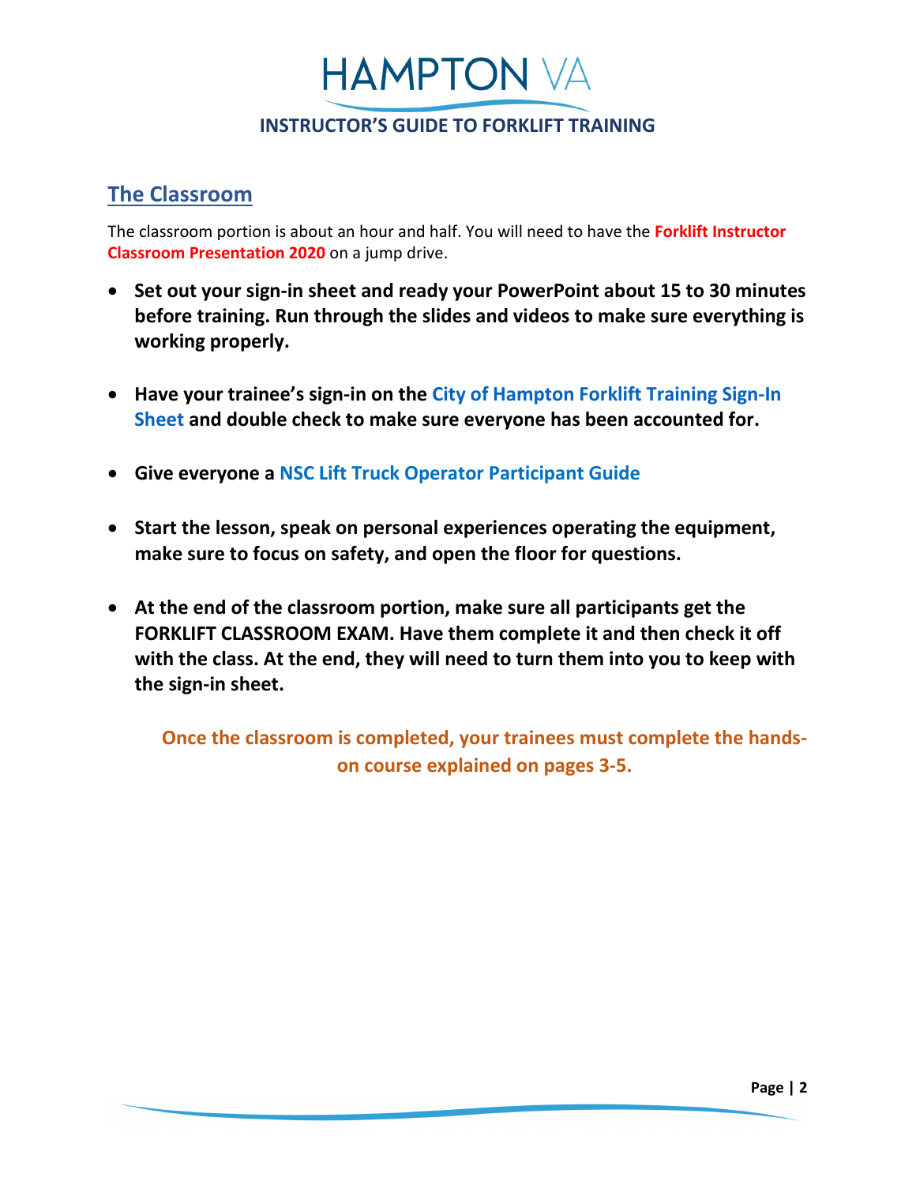## The Classroom

The classroom portion is about an hour and half. You will need to have the **Forklift Instructor Classroom Presentation 2020** on a jump drive.

- **Set out your sign-in sheet and ready your PowerPoint about 15 to 30 minutes before training. Run through the slides and videos to make sure everything is working properly.**
- **Have your trainee's sign-in on the City of Hampton Forklift Training Sign-In Sheet and double check to make sure everyone has been accounted for.**
- **Give everyone a NSC Lift Truck Operator Participant Guide**
- **Start the lesson, speak on personal experiences operating the equipment, make sure to focus on safety, and open the floor for questions.**
- **At the end of the classroom portion, make sure all participants get the FORKLIFT CLASSROOM EXAM. Have them complete it and then check it off with the class. At the end, they will need to turn them into you to keep with the sign-in sheet.**

**Once the classroom is completed, your trainees must complete the hands-on course explained on pages 3-5.**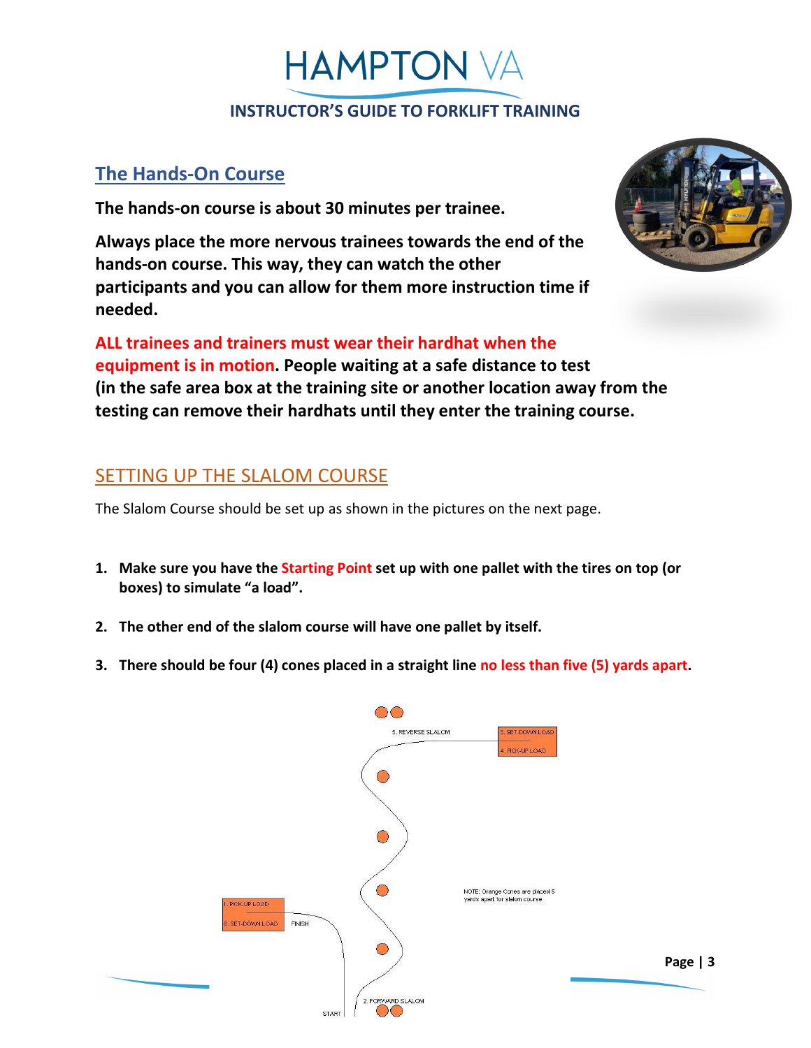## The Hands-On Course

**The hands-on course is about 30 minutes per trainee.**

**Always place the more nervous trainees towards the end of the hands-on course. This way, they can watch the other participants and you can allow for them more instruction time if needed.**

**ALL trainees and trainers must wear their hardhat when the equipment is in motion. People waiting at a safe distance to test (in the safe area box at the training site or another location away from the testing can remove their hardhats until they enter the training course.**

## SETTING UP THE SLALOM COURSE

The Slalom Course should be set up as shown in the pictures on the next page.

1. **Make sure you have the Starting Point set up with one pallet with the tires on top (or boxes) to simulate "a load".**
2. **The other end of the slalom course will have one pallet by itself.**
3. **There should be four (4) cones placed in a straight line no less than five (5) yards apart.**

5. REVERSE SLALOM

3. SET-DOWN LOAD

4. PICK-UP LOAD

NOTE: Orange Cones are placed 5 yards apart for slalom course.

1. PICK-UP LOAD

6. SET-DOWN LOAD

FINISH

START

2. FORWARD SLALOM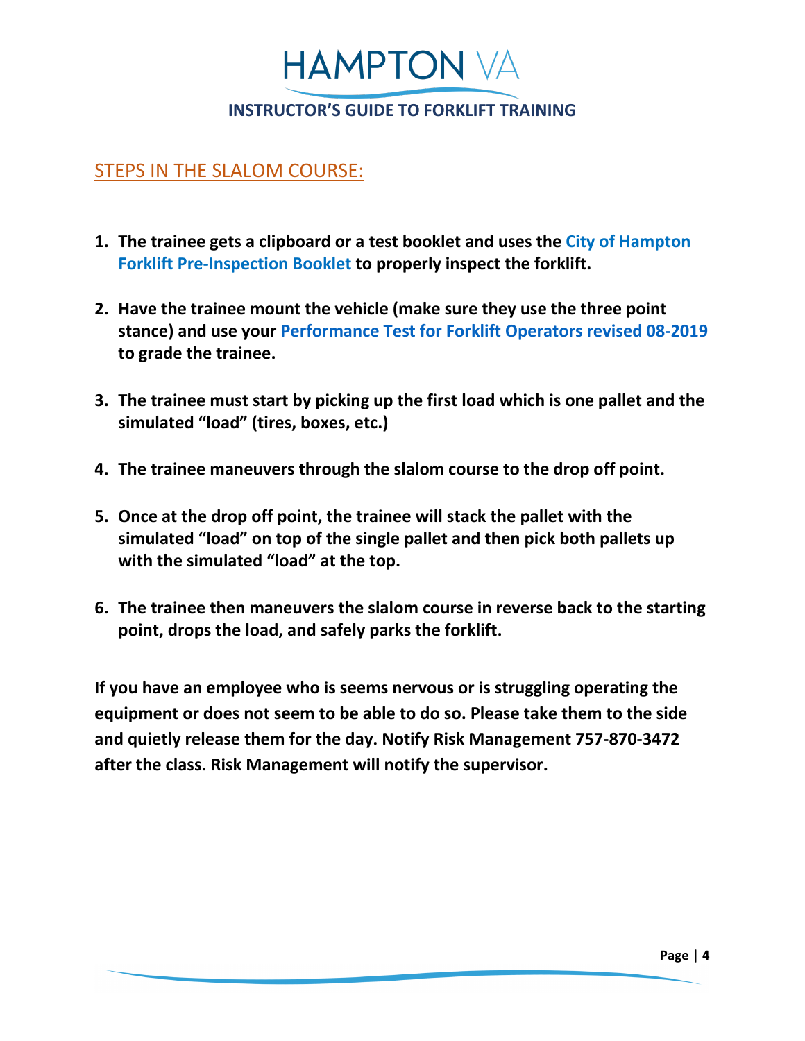## STEPS IN THE SLALOM COURSE:

1. **The trainee gets a clipboard or a test booklet and uses the City of Hampton Forklift Pre-Inspection Booklet to properly inspect the forklift.**

2. **Have the trainee mount the vehicle (make sure they use the three point stance) and use your Performance Test for Forklift Operators revised 08-2019 to grade the trainee.**

3. **The trainee must start by picking up the first load which is one pallet and the simulated "load" (tires, boxes, etc.)**

4. **The trainee maneuvers through the slalom course to the drop off point.**

5. **Once at the drop off point, the trainee will stack the pallet with the simulated "load" on top of the single pallet and then pick both pallets up with the simulated "load" at the top.**

6. **The trainee then maneuvers the slalom course in reverse back to the starting point, drops the load, and safely parks the forklift.**

**If you have an employee who is seems nervous or is struggling operating the equipment or does not seem to be able to do so. Please take them to the side and quietly release them for the day. Notify Risk Management 757-870-3472 after the class. Risk Management will notify the supervisor.**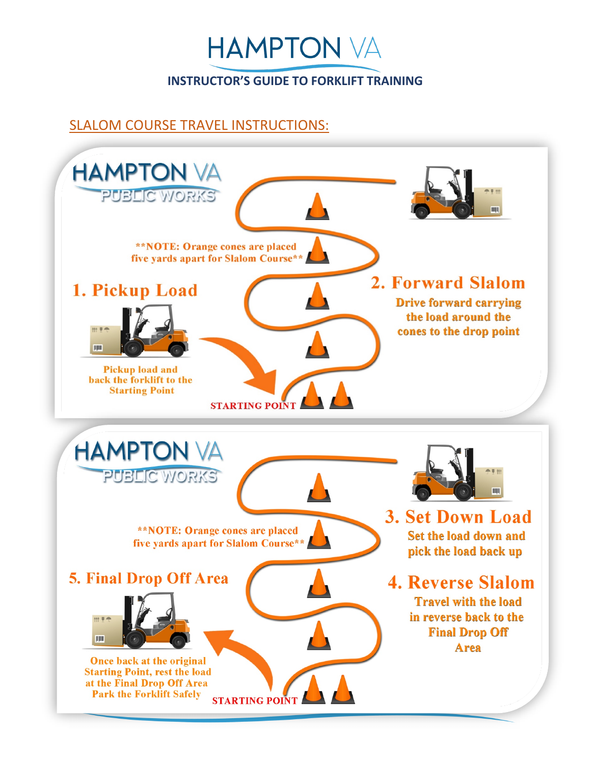# HAMPTON VA

## INSTRUCTOR'S GUIDE TO FORKLIFT TRAINING

SLALOM COURSE TRAVEL INSTRUCTIONS:

HAMPTON VA PUBLIC WORKS

**NOTE: Orange cones are placed five yards apart for Slalom Course**

**1. Pickup Load**

Pickup load and back the forklift to the Starting Point

**2. Forward Slalom**

Drive forward carrying the load around the cones to the drop point

STARTING POINT

HAMPTON VA PUBLIC WORKS

**NOTE: Orange cones are placed five yards apart for Slalom Course**

**3. Set Down Load**

Set the load down and pick the load back up

**4. Reverse Slalom**

Travel with the load in reverse back to the Final Drop Off Area

**5. Final Drop Off Area**

Once back at the original Starting Point, rest the load at the Final Drop Off Area Park the Forklift Safely

STARTING POINT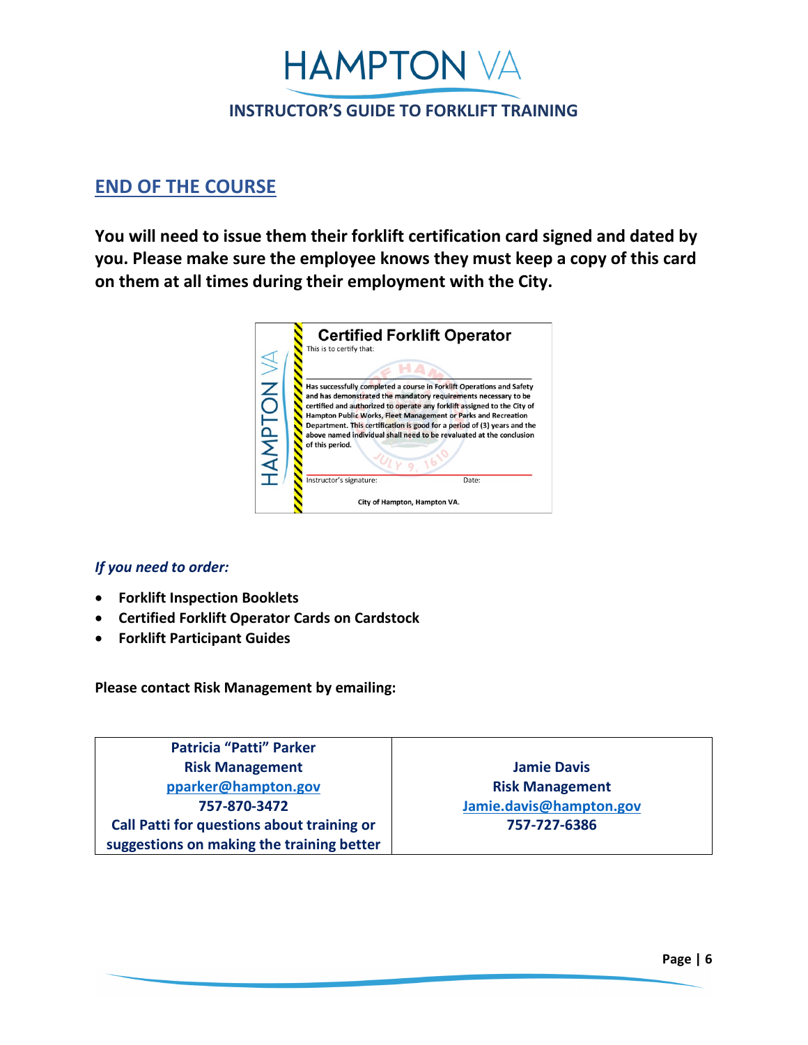## END OF THE COURSE

**You will need to issue them their forklift certification card signed and dated by you. Please make sure the employee knows they must keep a copy of this card on them at all times during their employment with the City.**

HAMPTON VA

**Certified Forklift Operator**

This is to certify that:

Has successfully completed a course in Forklift Operations and Safety and has demonstrated the mandatory requirements necessary to be certified and authorized to operate any forklift assigned to the City of Hampton Public Works, Fleet Management or Parks and Recreation Department. This certification is good for a period of (3) years and the above named individual shall need to be revaluated at the conclusion of this period.

Instructor's signature: Date:

City of Hampton, Hampton VA.

***If you need to order:***

- **Forklift Inspection Booklets**
- **Certified Forklift Operator Cards on Cardstock**
- **Forklift Participant Guides**

**Please contact Risk Management by emailing:**

| | |
|---|---|
| **Patricia "Patti" Parker**<br>**Risk Management**<br>**pparker@hampton.gov**<br>**757-870-3472**<br>**Call Patti for questions about training or suggestions on making the training better** | **Jamie Davis**<br>**Risk Management**<br>**Jamie.davis@hampton.gov**<br>**757-727-6386** |